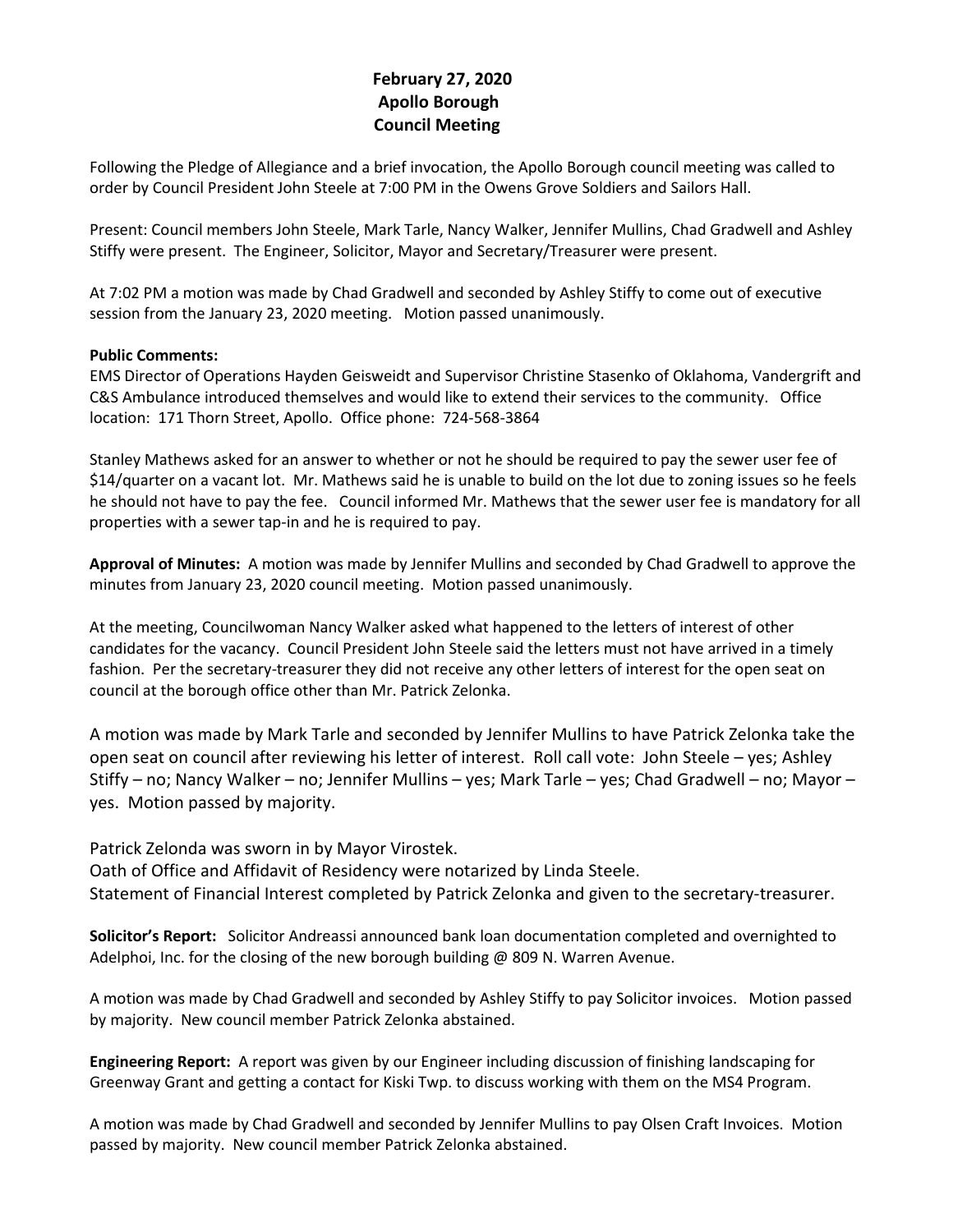# February 27, 2020
# Apollo Borough
# Council Meeting

Following the Pledge of Allegiance and a brief invocation, the Apollo Borough council meeting was called to order by Council President John Steele at 7:00 PM in the Owens Grove Soldiers and Sailors Hall.

Present: Council members John Steele, Mark Tarle, Nancy Walker, Jennifer Mullins, Chad Gradwell and Ashley Stiffy were present. The Engineer, Solicitor, Mayor and Secretary/Treasurer were present.

At 7:02 PM a motion was made by Chad Gradwell and seconded by Ashley Stiffy to come out of executive session from the January 23, 2020 meeting. Motion passed unanimously.

**Public Comments:**
EMS Director of Operations Hayden Geisweidt and Supervisor Christine Stasenko of Oklahoma, Vandergrift and C&S Ambulance introduced themselves and would like to extend their services to the community. Office location: 171 Thorn Street, Apollo. Office phone: 724-568-3864

Stanley Mathews asked for an answer to whether or not he should be required to pay the sewer user fee of $14/quarter on a vacant lot. Mr. Mathews said he is unable to build on the lot due to zoning issues so he feels he should not have to pay the fee. Council informed Mr. Mathews that the sewer user fee is mandatory for all properties with a sewer tap-in and he is required to pay.

**Approval of Minutes:** A motion was made by Jennifer Mullins and seconded by Chad Gradwell to approve the minutes from January 23, 2020 council meeting. Motion passed unanimously.

At the meeting, Councilwoman Nancy Walker asked what happened to the letters of interest of other candidates for the vacancy. Council President John Steele said the letters must not have arrived in a timely fashion. Per the secretary-treasurer they did not receive any other letters of interest for the open seat on council at the borough office other than Mr. Patrick Zelonka.

A motion was made by Mark Tarle and seconded by Jennifer Mullins to have Patrick Zelonka take the open seat on council after reviewing his letter of interest. Roll call vote: John Steele – yes; Ashley Stiffy – no; Nancy Walker – no; Jennifer Mullins – yes; Mark Tarle – yes; Chad Gradwell – no; Mayor – yes. Motion passed by majority.

Patrick Zelonda was sworn in by Mayor Virostek.
Oath of Office and Affidavit of Residency were notarized by Linda Steele.
Statement of Financial Interest completed by Patrick Zelonka and given to the secretary-treasurer.

**Solicitor's Report:** Solicitor Andreassi announced bank loan documentation completed and overnighted to Adelphoi, Inc. for the closing of the new borough building @ 809 N. Warren Avenue.

A motion was made by Chad Gradwell and seconded by Ashley Stiffy to pay Solicitor invoices. Motion passed by majority. New council member Patrick Zelonka abstained.

**Engineering Report:** A report was given by our Engineer including discussion of finishing landscaping for Greenway Grant and getting a contact for Kiski Twp. to discuss working with them on the MS4 Program.

A motion was made by Chad Gradwell and seconded by Jennifer Mullins to pay Olsen Craft Invoices. Motion passed by majority. New council member Patrick Zelonka abstained.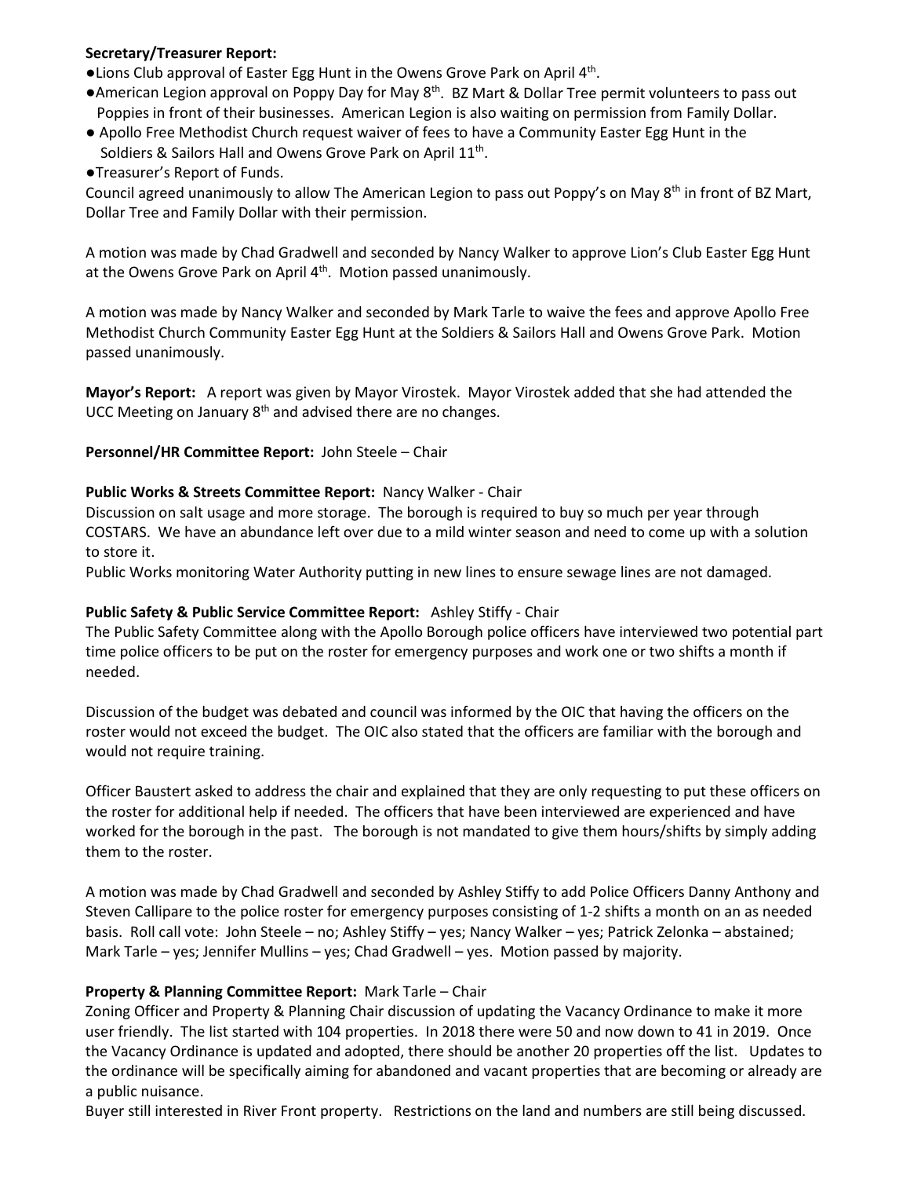**Secretary/Treasurer Report:**

- Lions Club approval of Easter Egg Hunt in the Owens Grove Park on April 4th.
- American Legion approval on Poppy Day for May 8th. BZ Mart & Dollar Tree permit volunteers to pass out Poppies in front of their businesses. American Legion is also waiting on permission from Family Dollar.
- Apollo Free Methodist Church request waiver of fees to have a Community Easter Egg Hunt in the Soldiers & Sailors Hall and Owens Grove Park on April 11th.
- Treasurer's Report of Funds.

Council agreed unanimously to allow The American Legion to pass out Poppy's on May 8th in front of BZ Mart, Dollar Tree and Family Dollar with their permission.

A motion was made by Chad Gradwell and seconded by Nancy Walker to approve Lion's Club Easter Egg Hunt at the Owens Grove Park on April 4th. Motion passed unanimously.

A motion was made by Nancy Walker and seconded by Mark Tarle to waive the fees and approve Apollo Free Methodist Church Community Easter Egg Hunt at the Soldiers & Sailors Hall and Owens Grove Park. Motion passed unanimously.

**Mayor's Report:** A report was given by Mayor Virostek. Mayor Virostek added that she had attended the UCC Meeting on January 8th and advised there are no changes.

**Personnel/HR Committee Report:** John Steele – Chair

**Public Works & Streets Committee Report:** Nancy Walker - Chair

Discussion on salt usage and more storage. The borough is required to buy so much per year through COSTARS. We have an abundance left over due to a mild winter season and need to come up with a solution to store it.

Public Works monitoring Water Authority putting in new lines to ensure sewage lines are not damaged.

**Public Safety & Public Service Committee Report:** Ashley Stiffy - Chair

The Public Safety Committee along with the Apollo Borough police officers have interviewed two potential part time police officers to be put on the roster for emergency purposes and work one or two shifts a month if needed.

Discussion of the budget was debated and council was informed by the OIC that having the officers on the roster would not exceed the budget. The OIC also stated that the officers are familiar with the borough and would not require training.

Officer Baustert asked to address the chair and explained that they are only requesting to put these officers on the roster for additional help if needed. The officers that have been interviewed are experienced and have worked for the borough in the past. The borough is not mandated to give them hours/shifts by simply adding them to the roster.

A motion was made by Chad Gradwell and seconded by Ashley Stiffy to add Police Officers Danny Anthony and Steven Callipare to the police roster for emergency purposes consisting of 1-2 shifts a month on an as needed basis. Roll call vote: John Steele – no; Ashley Stiffy – yes; Nancy Walker – yes; Patrick Zelonka – abstained; Mark Tarle – yes; Jennifer Mullins – yes; Chad Gradwell – yes. Motion passed by majority.

**Property & Planning Committee Report:** Mark Tarle – Chair

Zoning Officer and Property & Planning Chair discussion of updating the Vacancy Ordinance to make it more user friendly. The list started with 104 properties. In 2018 there were 50 and now down to 41 in 2019. Once the Vacancy Ordinance is updated and adopted, there should be another 20 properties off the list. Updates to the ordinance will be specifically aiming for abandoned and vacant properties that are becoming or already are a public nuisance.

Buyer still interested in River Front property. Restrictions on the land and numbers are still being discussed.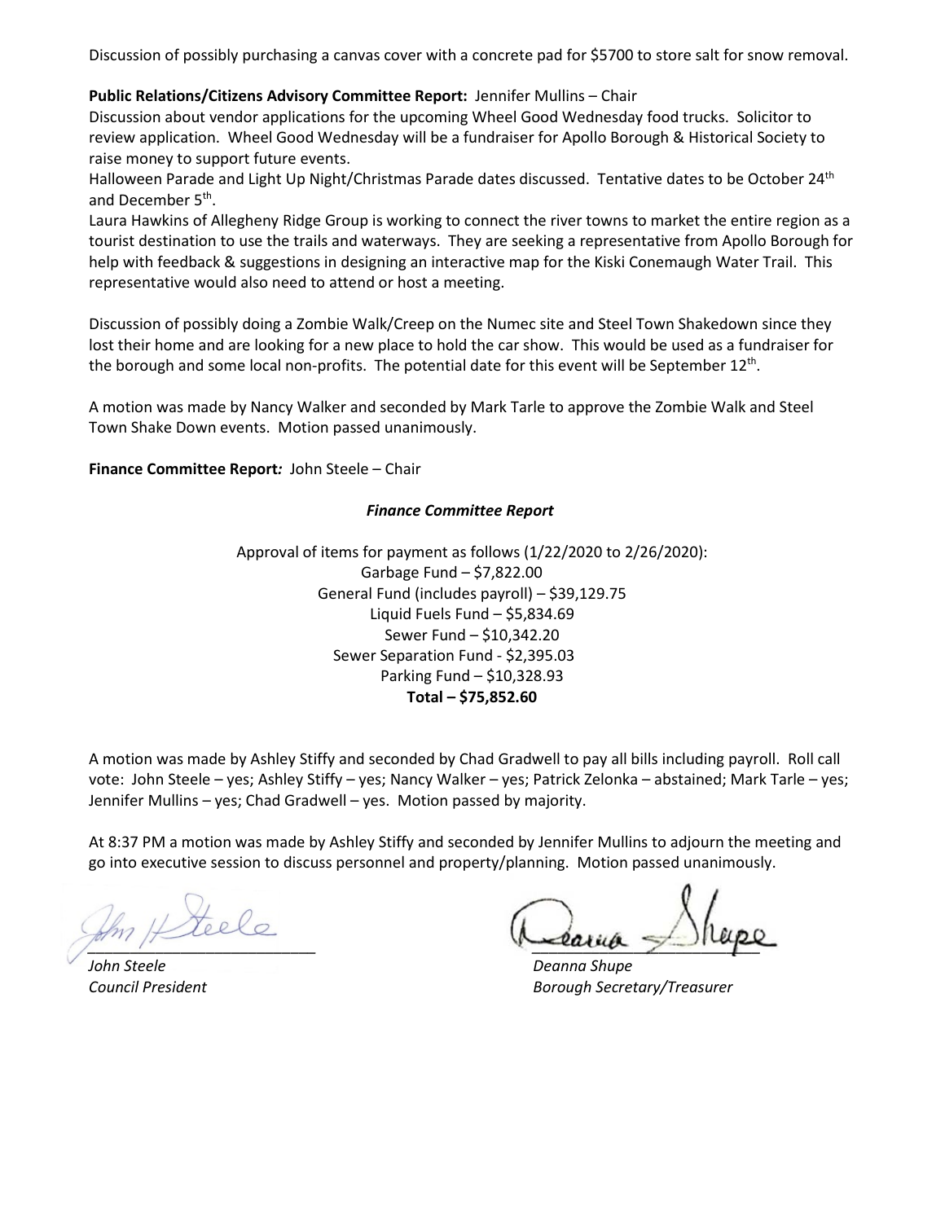Discussion of possibly purchasing a canvas cover with a concrete pad for $5700 to store salt for snow removal.

**Public Relations/Citizens Advisory Committee Report:** Jennifer Mullins – Chair

Discussion about vendor applications for the upcoming Wheel Good Wednesday food trucks. Solicitor to review application. Wheel Good Wednesday will be a fundraiser for Apollo Borough & Historical Society to raise money to support future events.

Halloween Parade and Light Up Night/Christmas Parade dates discussed. Tentative dates to be October 24th and December 5th.

Laura Hawkins of Allegheny Ridge Group is working to connect the river towns to market the entire region as a tourist destination to use the trails and waterways. They are seeking a representative from Apollo Borough for help with feedback & suggestions in designing an interactive map for the Kiski Conemaugh Water Trail. This representative would also need to attend or host a meeting.

Discussion of possibly doing a Zombie Walk/Creep on the Numec site and Steel Town Shakedown since they lost their home and are looking for a new place to hold the car show. This would be used as a fundraiser for the borough and some local non-profits. The potential date for this event will be September 12th.

A motion was made by Nancy Walker and seconded by Mark Tarle to approve the Zombie Walk and Steel Town Shake Down events. Motion passed unanimously.

**Finance Committee Report***:* John Steele – Chair

***Finance Committee Report***

Approval of items for payment as follows (1/22/2020 to 2/26/2020):

Garbage Fund – $7,822.00

General Fund (includes payroll) – $39,129.75

Liquid Fuels Fund – $5,834.69

Sewer Fund – $10,342.20

Sewer Separation Fund - $2,395.03

Parking Fund – $10,328.93

**Total – $75,852.60**

A motion was made by Ashley Stiffy and seconded by Chad Gradwell to pay all bills including payroll. Roll call vote: John Steele – yes; Ashley Stiffy – yes; Nancy Walker – yes; Patrick Zelonka – abstained; Mark Tarle – yes; Jennifer Mullins – yes; Chad Gradwell – yes. Motion passed by majority.

At 8:37 PM a motion was made by Ashley Stiffy and seconded by Jennifer Mullins to adjourn the meeting and go into executive session to discuss personnel and property/planning. Motion passed unanimously.

*John Steele*
*Council President*

*Deanna Shupe*
*Borough Secretary/Treasurer*